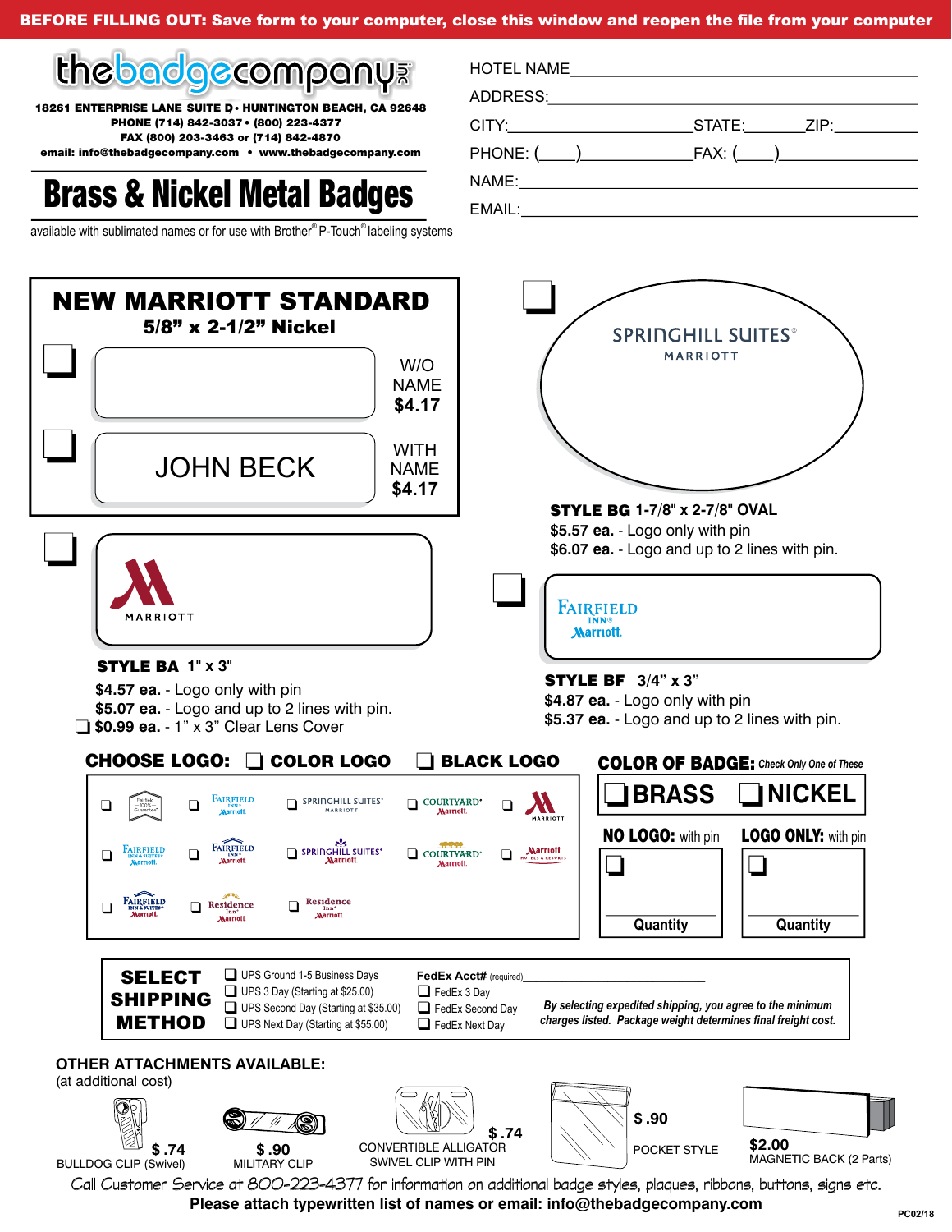**BEFORE FILLING OUT: Save form to your computer, close this window and reopen the file from your computer**

thebadgecompany inc

18261 ENTERPRISE LANE SUITE D • HUNTINGTON BEACH, CA 92648
PHONE (714) 842-3037 • (800) 223-4377
FAX (800) 203-3463 or (714) 842-4870
email: info@thebadgecompany.com • www.thebadgecompany.com

# Brass & Nickel Metal Badges

available with sublimated names or for use with Brother® P-Touch® labeling systems

HOTEL NAME______________________________
ADDRESS:______________________________
CITY:____________ STATE:________ ZIP:________
PHONE: (____)____________ FAX: (____)____________
NAME:______________________________
EMAIL:______________________________

## NEW MARRIOTT STANDARD
**5/8" x 2-1/2" Nickel**

❑ W/O NAME **$4.17**

❑ JOHN BECK — WITH NAME **$4.17**

❑ SPRINGHILL SUITES® MARRIOTT

**STYLE BG** 1-7/8" x 2-7/8" OVAL
**$5.57 ea.** - Logo only with pin
**$6.07 ea.** - Logo and up to 2 lines with pin.

❑ MARRIOTT

**STYLE BA** 1" x 3"
**$4.57 ea.** - Logo only with pin
**$5.07 ea.** - Logo and up to 2 lines with pin.
❑ **$0.99 ea.** - 1" x 3" Clear Lens Cover

❑ FAIRFIELD INN® Marriott.

**STYLE BF** 3/4" x 3"
**$4.87 ea.** - Logo only with pin
**$5.37 ea.** - Logo and up to 2 lines with pin.

**CHOOSE LOGO:** ❑ **COLOR LOGO** ❑ **BLACK LOGO**

❑ Fairfield 100% Guarantee ❑ FAIRFIELD INN Marriott ❑ SPRINGHILL SUITES MARRIOTT ❑ COURTYARD Marriott ❑ MARRIOTT
❑ FAIRFIELD INN & SUITES Marriott ❑ FAIRFIELD INN Marriott ❑ SPRINGHILL SUITES Marriott ❑ COURTYARD Marriott ❑ Marriott HOTELS & RESORTS
❑ FAIRFIELD INN & SUITES Marriott ❑ Residence Inn Marriott ❑ Residence Inn Marriott

**COLOR OF BADGE:** *Check Only One of These*
❑ **BRASS** ❑ **NICKEL**

**NO LOGO:** with pin ❑ Quantity ______
**LOGO ONLY:** with pin ❑ Quantity ______

**SELECT SHIPPING METHOD**

❑ UPS Ground 1-5 Business Days
❑ UPS 3 Day (Starting at $25.00)
❑ UPS Second Day (Starting at $35.00)
❑ UPS Next Day (Starting at $55.00)

**FedEx Acct#** (required)______________________
❑ FedEx 3 Day
❑ FedEx Second Day
❑ FedEx Next Day

*By selecting expedited shipping, you agree to the minimum charges listed. Package weight determines final freight cost.*

**OTHER ATTACHMENTS AVAILABLE:**
(at additional cost)

- BULLDOG CLIP (Swivel) **$ .74**
- MILITARY CLIP **$ .90**
- CONVERTIBLE ALLIGATOR SWIVEL CLIP WITH PIN **$ .74**
- POCKET STYLE **$ .90**
- MAGNETIC BACK (2 Parts) **$2.00**

Call Customer Service at 800-223-4377 for information on additional badge styles, plaques, ribbons, buttons, signs etc.
**Please attach typewritten list of names or email: info@thebadgecompany.com**

PC02/18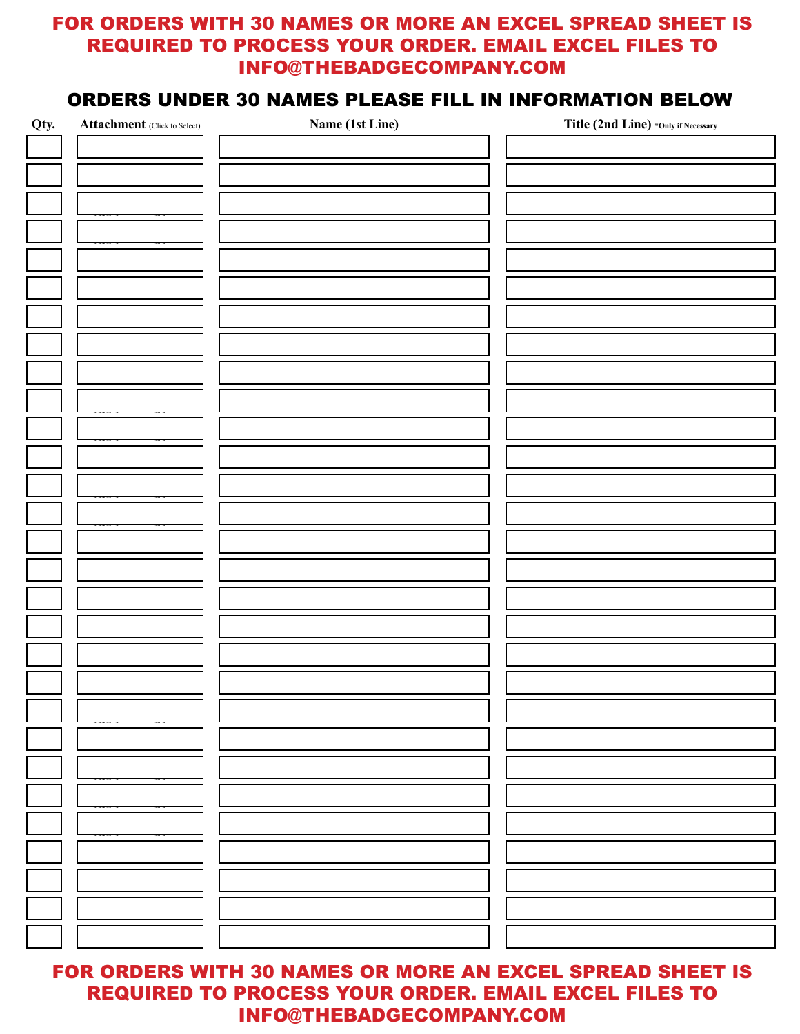**FOR ORDERS WITH 30 NAMES OR MORE AN EXCEL SPREAD SHEET IS REQUIRED TO PROCESS YOUR ORDER. EMAIL EXCEL FILES TO INFO@THEBADGECOMPANY.COM**

## ORDERS UNDER 30 NAMES PLEASE FILL IN INFORMATION BELOW

| Qty. | Attachment (Click to Select) | Name (1st Line) | Title (2nd Line) *Only if Necessary |
|---|---|---|---|
| | | | |
| | | | |
| | | | |
| | | | |
| | | | |
| | | | |
| | | | |
| | | | |
| | | | |
| | | | |
| | | | |
| | | | |
| | | | |
| | | | |
| | | | |
| | | | |
| | | | |
| | | | |
| | | | |
| | | | |
| | | | |
| | | | |
| | | | |
| | | | |
| | | | |
| | | | |
| | | | |
| | | | |
| | | | |

**FOR ORDERS WITH 30 NAMES OR MORE AN EXCEL SPREAD SHEET IS REQUIRED TO PROCESS YOUR ORDER. EMAIL EXCEL FILES TO INFO@THEBADGECOMPANY.COM**